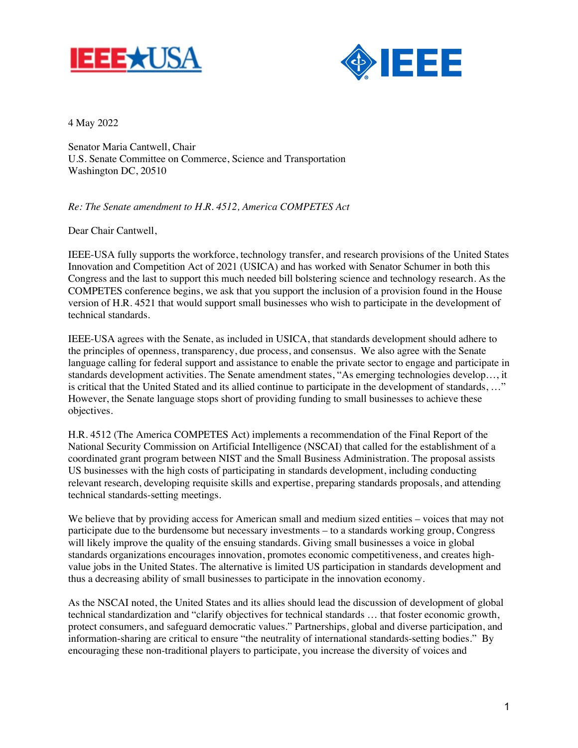4 May 2022

Senator Maria Cantwell, Chair
U.S. Senate Committee on Commerce, Science and Transportation
Washington DC, 20510

*Re: The Senate amendment to H.R. 4512, America COMPETES Act*

Dear Chair Cantwell,

IEEE-USA fully supports the workforce, technology transfer, and research provisions of the United States Innovation and Competition Act of 2021 (USICA) and has worked with Senator Schumer in both this Congress and the last to support this much needed bill bolstering science and technology research. As the COMPETES conference begins, we ask that you support the inclusion of a provision found in the House version of H.R. 4521 that would support small businesses who wish to participate in the development of technical standards.

IEEE-USA agrees with the Senate, as included in USICA, that standards development should adhere to the principles of openness, transparency, due process, and consensus. We also agree with the Senate language calling for federal support and assistance to enable the private sector to engage and participate in standards development activities. The Senate amendment states, "As emerging technologies develop…, it is critical that the United Stated and its allied continue to participate in the development of standards, …" However, the Senate language stops short of providing funding to small businesses to achieve these objectives.

H.R. 4512 (The America COMPETES Act) implements a recommendation of the Final Report of the National Security Commission on Artificial Intelligence (NSCAI) that called for the establishment of a coordinated grant program between NIST and the Small Business Administration. The proposal assists US businesses with the high costs of participating in standards development, including conducting relevant research, developing requisite skills and expertise, preparing standards proposals, and attending technical standards-setting meetings.

We believe that by providing access for American small and medium sized entities – voices that may not participate due to the burdensome but necessary investments – to a standards working group, Congress will likely improve the quality of the ensuing standards. Giving small businesses a voice in global standards organizations encourages innovation, promotes economic competitiveness, and creates high-value jobs in the United States. The alternative is limited US participation in standards development and thus a decreasing ability of small businesses to participate in the innovation economy.

As the NSCAI noted, the United States and its allies should lead the discussion of development of global technical standardization and "clarify objectives for technical standards … that foster economic growth, protect consumers, and safeguard democratic values." Partnerships, global and diverse participation, and information-sharing are critical to ensure "the neutrality of international standards-setting bodies." By encouraging these non-traditional players to participate, you increase the diversity of voices and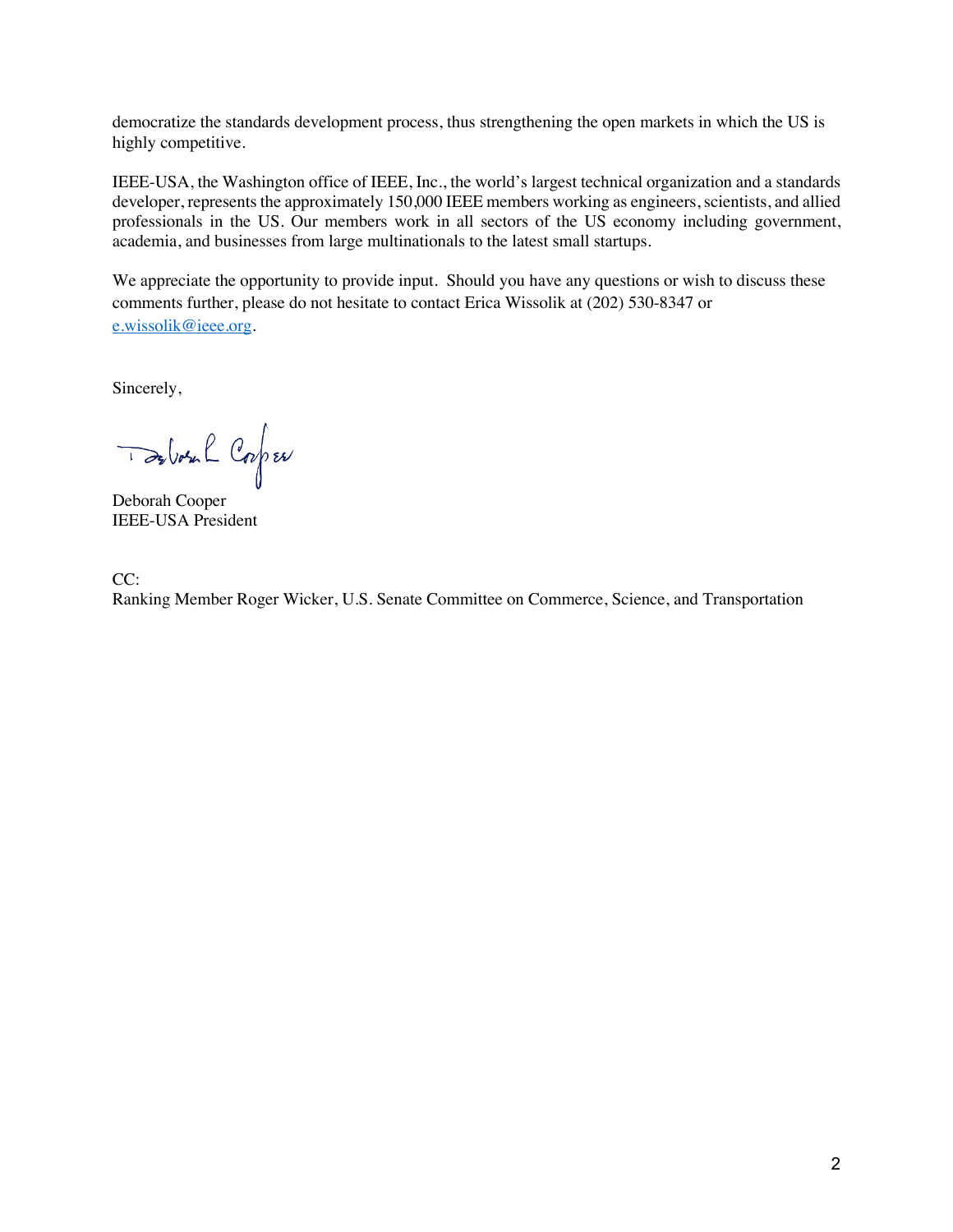democratize the standards development process, thus strengthening the open markets in which the US is highly competitive.

IEEE-USA, the Washington office of IEEE, Inc., the world's largest technical organization and a standards developer, represents the approximately 150,000 IEEE members working as engineers, scientists, and allied professionals in the US. Our members work in all sectors of the US economy including government, academia, and businesses from large multinationals to the latest small startups.

We appreciate the opportunity to provide input. Should you have any questions or wish to discuss these comments further, please do not hesitate to contact Erica Wissolik at (202) 530-8347 or [e.wissolik@ieee.org](mailto:e.wissolik@ieee.org).

Sincerely,

Deborah Cooper
IEEE-USA President

CC:
Ranking Member Roger Wicker, U.S. Senate Committee on Commerce, Science, and Transportation